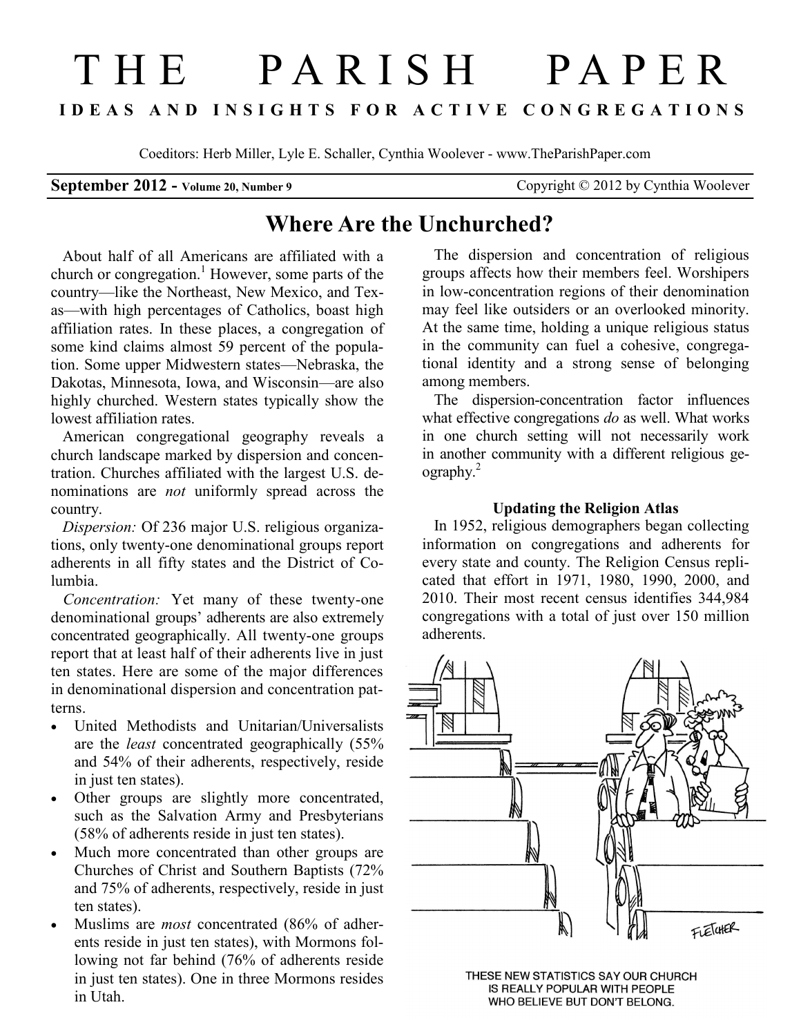# THE PARISH PAPER

**IDEAS AND INSIGHTS FOR ACTIVE CONGREGATIONS**

Coeditors: Herb Miller, Lyle E. Schaller, Cynthia Woolever - www.TheParishPaper.com

**September 2012 - Volume 20, Number 9** Copyright © 2012 by Cynthia Woolever

## Where Are the Unchurched?

About half of all Americans are affiliated with a church or congregation.[1] However, some parts of the country—like the Northeast, New Mexico, and Texas—with high percentages of Catholics, boast high affiliation rates. In these places, a congregation of some kind claims almost 59 percent of the population. Some upper Midwestern states—Nebraska, the Dakotas, Minnesota, Iowa, and Wisconsin—are also highly churched. Western states typically show the lowest affiliation rates.

American congregational geography reveals a church landscape marked by dispersion and concentration. Churches affiliated with the largest U.S. denominations are *not* uniformly spread across the country.

*Dispersion:* Of 236 major U.S. religious organizations, only twenty-one denominational groups report adherents in all fifty states and the District of Columbia.

*Concentration:* Yet many of these twenty-one denominational groups' adherents are also extremely concentrated geographically. All twenty-one groups report that at least half of their adherents live in just ten states. Here are some of the major differences in denominational dispersion and concentration patterns.

- United Methodists and Unitarian/Universalists are the *least* concentrated geographically (55% and 54% of their adherents, respectively, reside in just ten states).
- Other groups are slightly more concentrated, such as the Salvation Army and Presbyterians (58% of adherents reside in just ten states).
- Much more concentrated than other groups are Churches of Christ and Southern Baptists (72% and 75% of adherents, respectively, reside in just ten states).
- Muslims are *most* concentrated (86% of adherents reside in just ten states), with Mormons following not far behind (76% of adherents reside in just ten states). One in three Mormons resides in Utah.

The dispersion and concentration of religious groups affects how their members feel. Worshipers in low-concentration regions of their denomination may feel like outsiders or an overlooked minority. At the same time, holding a unique religious status in the community can fuel a cohesive, congregational identity and a strong sense of belonging among members.

The dispersion-concentration factor influences what effective congregations *do* as well. What works in one church setting will not necessarily work in another community with a different religious geography.[2]

### Updating the Religion Atlas

In 1952, religious demographers began collecting information on congregations and adherents for every state and county. The Religion Census replicated that effort in 1971, 1980, 1990, 2000, and 2010. Their most recent census identifies 344,984 congregations with a total of just over 150 million adherents.

THESE NEW STATISTICS SAY OUR CHURCH IS REALLY POPULAR WITH PEOPLE WHO BELIEVE BUT DON'T BELONG.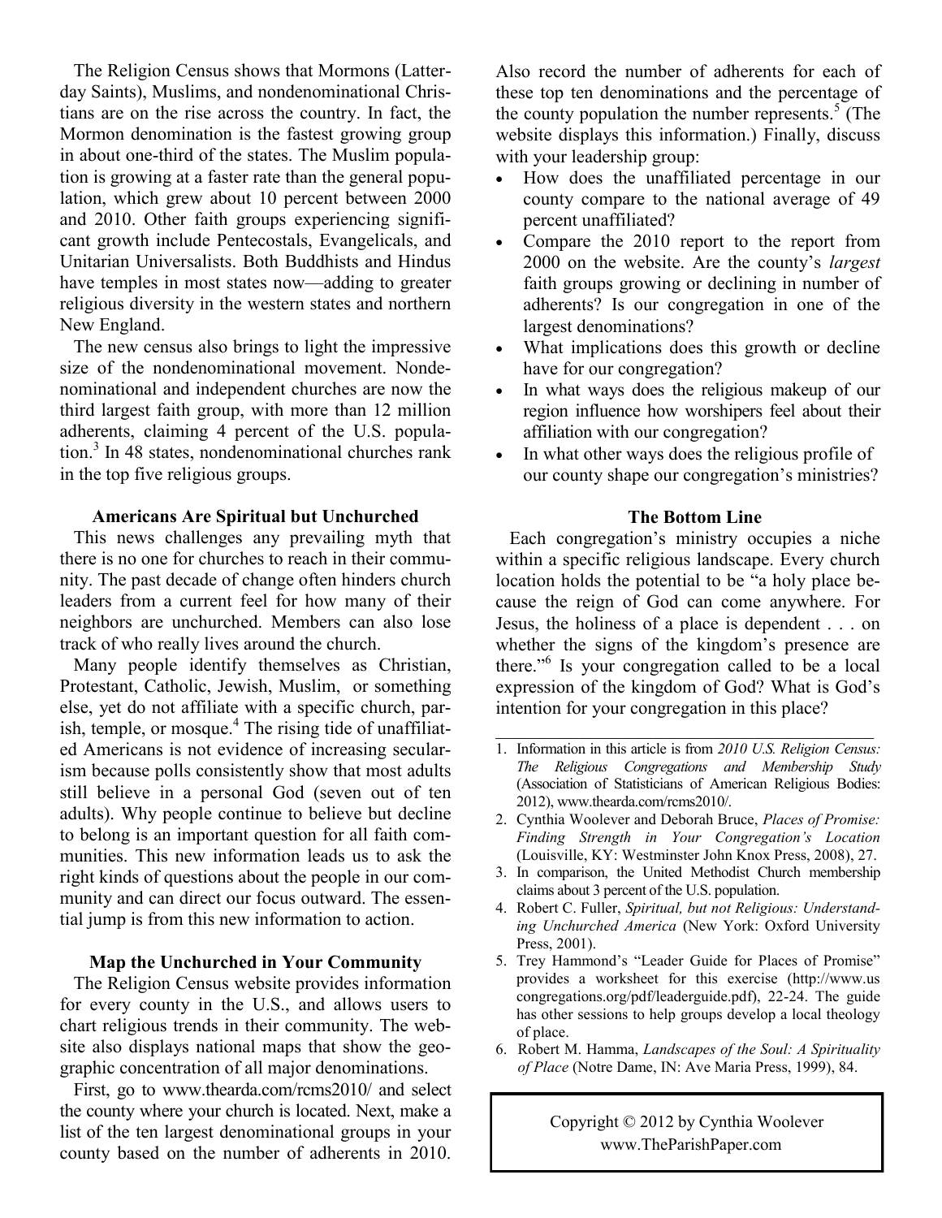The Religion Census shows that Mormons (Latter-day Saints), Muslims, and nondenominational Christians are on the rise across the country. In fact, the Mormon denomination is the fastest growing group in about one-third of the states. The Muslim population is growing at a faster rate than the general population, which grew about 10 percent between 2000 and 2010. Other faith groups experiencing significant growth include Pentecostals, Evangelicals, and Unitarian Universalists. Both Buddhists and Hindus have temples in most states now—adding to greater religious diversity in the western states and northern New England.

The new census also brings to light the impressive size of the nondenominational movement. Nondenominational and independent churches are now the third largest faith group, with more than 12 million adherents, claiming 4 percent of the U.S. population.[3] In 48 states, nondenominational churches rank in the top five religious groups.

### Americans Are Spiritual but Unchurched

This news challenges any prevailing myth that there is no one for churches to reach in their community. The past decade of change often hinders church leaders from a current feel for how many of their neighbors are unchurched. Members can also lose track of who really lives around the church.

Many people identify themselves as Christian, Protestant, Catholic, Jewish, Muslim, or something else, yet do not affiliate with a specific church, parish, temple, or mosque.[4] The rising tide of unaffiliated Americans is not evidence of increasing secularism because polls consistently show that most adults still believe in a personal God (seven out of ten adults). Why people continue to believe but decline to belong is an important question for all faith communities. This new information leads us to ask the right kinds of questions about the people in our community and can direct our focus outward. The essential jump is from this new information to action.

### Map the Unchurched in Your Community

The Religion Census website provides information for every county in the U.S., and allows users to chart religious trends in their community. The website also displays national maps that show the geographic concentration of all major denominations.

First, go to www.thearda.com/rcms2010/ and select the county where your church is located. Next, make a list of the ten largest denominational groups in your county based on the number of adherents in 2010. Also record the number of adherents for each of these top ten denominations and the percentage of the county population the number represents.[5] (The website displays this information.) Finally, discuss with your leadership group:

- How does the unaffiliated percentage in our county compare to the national average of 49 percent unaffiliated?
- Compare the 2010 report to the report from 2000 on the website. Are the county's *largest* faith groups growing or declining in number of adherents? Is our congregation in one of the largest denominations?
- What implications does this growth or decline have for our congregation?
- In what ways does the religious makeup of our region influence how worshipers feel about their affiliation with our congregation?
- In what other ways does the religious profile of our county shape our congregation's ministries?

### The Bottom Line

Each congregation's ministry occupies a niche within a specific religious landscape. Every church location holds the potential to be "a holy place because the reign of God can come anywhere. For Jesus, the holiness of a place is dependent . . . on whether the signs of the kingdom's presence are there."[6] Is your congregation called to be a local expression of the kingdom of God? What is God's intention for your congregation in this place?

---

1. Information in this article is from *2010 U.S. Religion Census: The Religious Congregations and Membership Study* (Association of Statisticians of American Religious Bodies: 2012), www.thearda.com/rcms2010/.
2. Cynthia Woolever and Deborah Bruce, *Places of Promise: Finding Strength in Your Congregation's Location* (Louisville, KY: Westminster John Knox Press, 2008), 27.
3. In comparison, the United Methodist Church membership claims about 3 percent of the U.S. population.
4. Robert C. Fuller, *Spiritual, but not Religious: Understanding Unchurched America* (New York: Oxford University Press, 2001).
5. Trey Hammond's "Leader Guide for Places of Promise" provides a worksheet for this exercise (http://www.uscongregations.org/pdf/leaderguide.pdf), 22-24. The guide has other sessions to help groups develop a local theology of place.
6. Robert M. Hamma, *Landscapes of the Soul: A Spirituality of Place* (Notre Dame, IN: Ave Maria Press, 1999), 84.

Copyright © 2012 by Cynthia Woolever
www.TheParishPaper.com